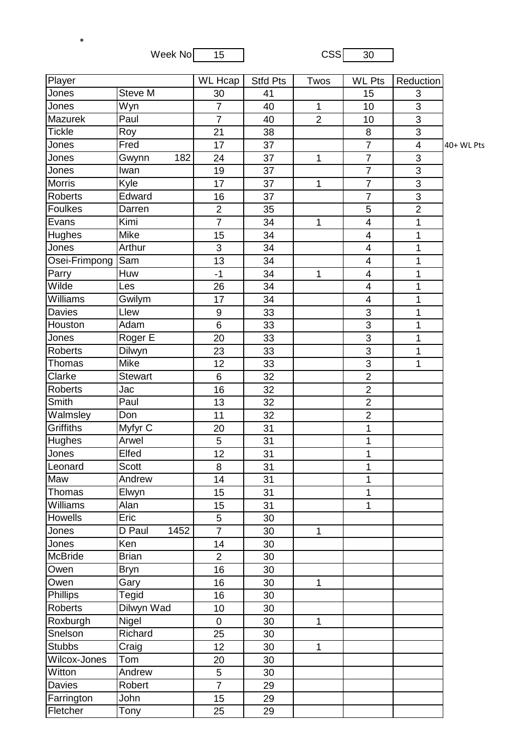*

Week No 15 CSS 30

| Player | | WL Hcap | Stfd Pts | Twos | WL Pts | Reduction | |
|---|---|---|---|---|---|---|---|
| Jones | Steve M | 30 | 41 | | 15 | 3 | |
| Jones | Wyn | 7 | 40 | 1 | 10 | 3 | |
| Mazurek | Paul | 7 | 40 | 2 | 10 | 3 | |
| Tickle | Roy | 21 | 38 | | 8 | 3 | |
| Jones | Fred | 17 | 37 | | 7 | 4 | 40+ WL Pts |
| Jones | Gwynn 182 | 24 | 37 | 1 | 7 | 3 | |
| Jones | Iwan | 19 | 37 | | 7 | 3 | |
| Morris | Kyle | 17 | 37 | 1 | 7 | 3 | |
| Roberts | Edward | 16 | 37 | | 7 | 3 | |
| Foulkes | Darren | 2 | 35 | | 5 | 2 | |
| Evans | Kimi | 7 | 34 | 1 | 4 | 1 | |
| Hughes | Mike | 15 | 34 | | 4 | 1 | |
| Jones | Arthur | 3 | 34 | | 4 | 1 | |
| Osei-Frimpong | Sam | 13 | 34 | | 4 | 1 | |
| Parry | Huw | -1 | 34 | 1 | 4 | 1 | |
| Wilde | Les | 26 | 34 | | 4 | 1 | |
| Williams | Gwilym | 17 | 34 | | 4 | 1 | |
| Davies | Llew | 9 | 33 | | 3 | 1 | |
| Houston | Adam | 6 | 33 | | 3 | 1 | |
| Jones | Roger E | 20 | 33 | | 3 | 1 | |
| Roberts | Dilwyn | 23 | 33 | | 3 | 1 | |
| Thomas | Mike | 12 | 33 | | 3 | 1 | |
| Clarke | Stewart | 6 | 32 | | 2 | | |
| Roberts | Jac | 16 | 32 | | 2 | | |
| Smith | Paul | 13 | 32 | | 2 | | |
| Walmsley | Don | 11 | 32 | | 2 | | |
| Griffiths | Myfyr C | 20 | 31 | | 1 | | |
| Hughes | Arwel | 5 | 31 | | 1 | | |
| Jones | Elfed | 12 | 31 | | 1 | | |
| Leonard | Scott | 8 | 31 | | 1 | | |
| Maw | Andrew | 14 | 31 | | 1 | | |
| Thomas | Elwyn | 15 | 31 | | 1 | | |
| Williams | Alan | 15 | 31 | | 1 | | |
| Howells | Eric | 5 | 30 | | | | |
| Jones | D Paul 1452 | 7 | 30 | 1 | | | |
| Jones | Ken | 14 | 30 | | | | |
| McBride | Brian | 2 | 30 | | | | |
| Owen | Bryn | 16 | 30 | | | | |
| Owen | Gary | 16 | 30 | 1 | | | |
| Phillips | Tegid | 16 | 30 | | | | |
| Roberts | Dilwyn Wad | 10 | 30 | | | | |
| Roxburgh | Nigel | 0 | 30 | 1 | | | |
| Snelson | Richard | 25 | 30 | | | | |
| Stubbs | Craig | 12 | 30 | 1 | | | |
| Wilcox-Jones | Tom | 20 | 30 | | | | |
| Witton | Andrew | 5 | 30 | | | | |
| Davies | Robert | 7 | 29 | | | | |
| Farrington | John | 15 | 29 | | | | |
| Fletcher | Tony | 25 | 29 | | | | |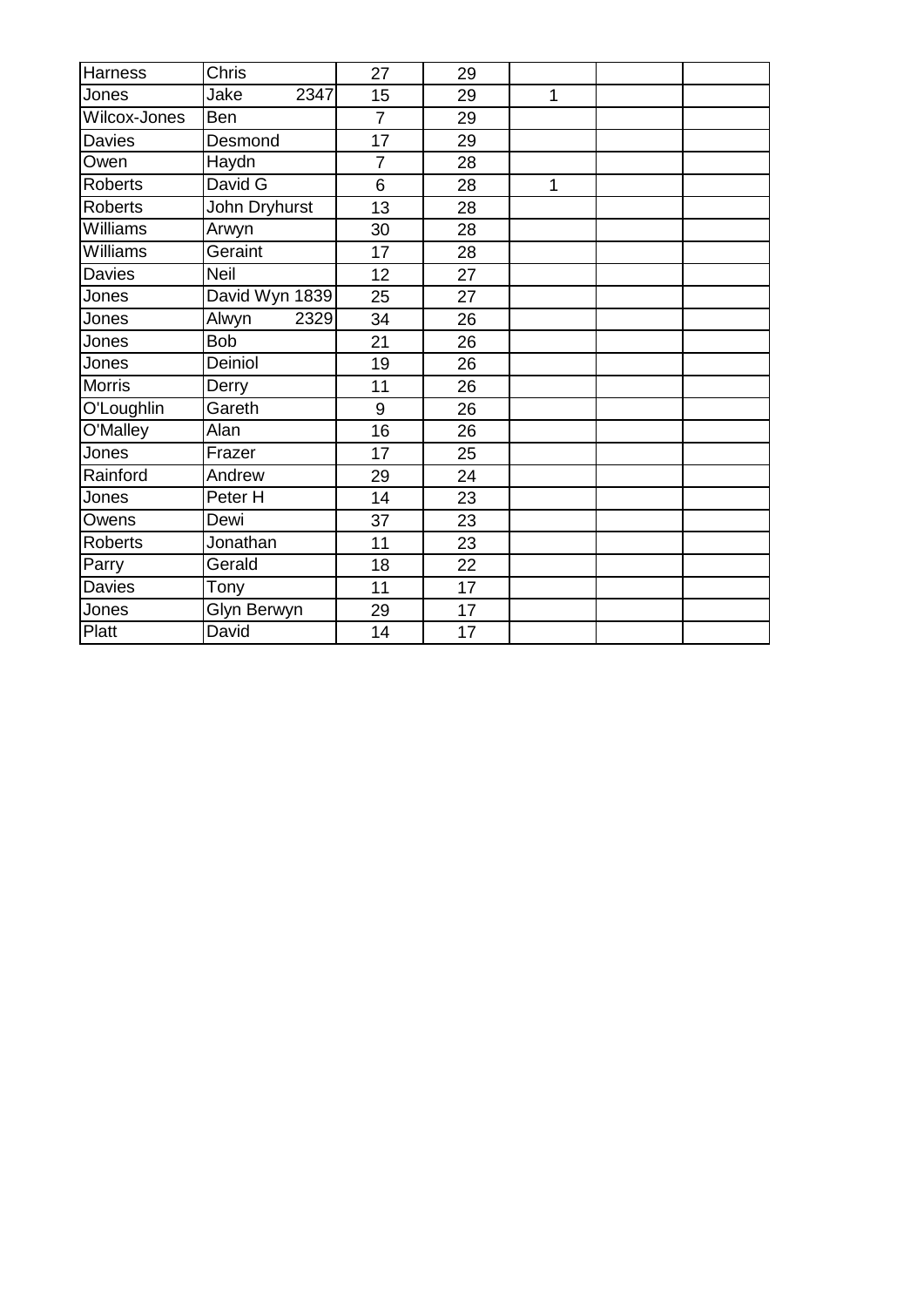| | | | | | | |
|---|---|---|---|---|---|---|
| Harness | Chris | 27 | 29 | | | |
| Jones | Jake 2347 | 15 | 29 | 1 | | |
| Wilcox-Jones | Ben | 7 | 29 | | | |
| Davies | Desmond | 17 | 29 | | | |
| Owen | Haydn | 7 | 28 | | | |
| Roberts | David G | 6 | 28 | 1 | | |
| Roberts | John Dryhurst | 13 | 28 | | | |
| Williams | Arwyn | 30 | 28 | | | |
| Williams | Geraint | 17 | 28 | | | |
| Davies | Neil | 12 | 27 | | | |
| Jones | David Wyn 1839 | 25 | 27 | | | |
| Jones | Alwyn 2329 | 34 | 26 | | | |
| Jones | Bob | 21 | 26 | | | |
| Jones | Deiniol | 19 | 26 | | | |
| Morris | Derry | 11 | 26 | | | |
| O'Loughlin | Gareth | 9 | 26 | | | |
| O'Malley | Alan | 16 | 26 | | | |
| Jones | Frazer | 17 | 25 | | | |
| Rainford | Andrew | 29 | 24 | | | |
| Jones | Peter H | 14 | 23 | | | |
| Owens | Dewi | 37 | 23 | | | |
| Roberts | Jonathan | 11 | 23 | | | |
| Parry | Gerald | 18 | 22 | | | |
| Davies | Tony | 11 | 17 | | | |
| Jones | Glyn Berwyn | 29 | 17 | | | |
| Platt | David | 14 | 17 | | | |